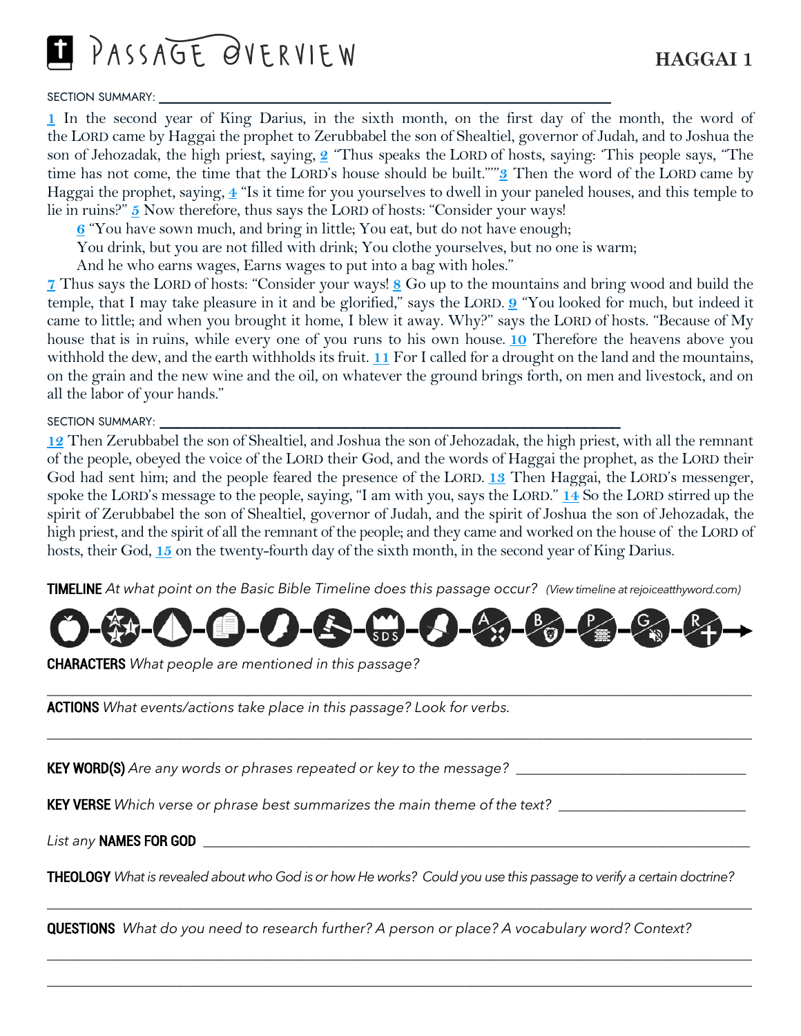# PASSAGE OVERVIEW

## HAGGAI 1

SECTION SUMMARY: ___________________________________________________

1 In the second year of King Darius, in the sixth month, on the first day of the month, the word of the LORD came by Haggai the prophet to Zerubbabel the son of Shealtiel, governor of Judah, and to Joshua the son of Jehozadak, the high priest, saying, 2 "Thus speaks the LORD of hosts, saying: 'This people says, "The time has not come, the time that the LORD's house should be built."'" 3 Then the word of the LORD came by Haggai the prophet, saying, 4 "Is it time for you yourselves to dwell in your paneled houses, and this temple to lie in ruins?" 5 Now therefore, thus says the LORD of hosts: "Consider your ways!

6 "You have sown much, and bring in little; You eat, but do not have enough;
You drink, but you are not filled with drink; You clothe yourselves, but no one is warm;
And he who earns wages, Earns wages to put into a bag with holes."

7 Thus says the LORD of hosts: "Consider your ways! 8 Go up to the mountains and bring wood and build the temple, that I may take pleasure in it and be glorified," says the LORD. 9 "You looked for much, but indeed it came to little; and when you brought it home, I blew it away. Why?" says the LORD of hosts. "Because of My house that is in ruins, while every one of you runs to his own house. 10 Therefore the heavens above you withhold the dew, and the earth withholds its fruit. 11 For I called for a drought on the land and the mountains, on the grain and the new wine and the oil, on whatever the ground brings forth, on men and livestock, and on all the labor of your hands."

SECTION SUMMARY: ___________________________________________________

12 Then Zerubbabel the son of Shealtiel, and Joshua the son of Jehozadak, the high priest, with all the remnant of the people, obeyed the voice of the LORD their God, and the words of Haggai the prophet, as the LORD their God had sent him; and the people feared the presence of the LORD. 13 Then Haggai, the LORD's messenger, spoke the LORD's message to the people, saying, "I am with you, says the LORD." 14 So the LORD stirred up the spirit of Zerubbabel the son of Shealtiel, governor of Judah, and the spirit of Joshua the son of Jehozadak, the high priest, and the spirit of all the remnant of the people; and they came and worked on the house of the LORD of hosts, their God, 15 on the twenty-fourth day of the sixth month, in the second year of King Darius.

**TIMELINE** *At what point on the Basic Bible Timeline does this passage occur?* *(View timeline at rejoiceatthyword.com)*

SDS — A — B — P — G — R

**CHARACTERS** *What people are mentioned in this passage?*

___________________________________________________

**ACTIONS** *What events/actions take place in this passage? Look for verbs.*

___________________________________________________

**KEY WORD(S)** *Are any words or phrases repeated or key to the message?* ___________________

**KEY VERSE** *Which verse or phrase best summarizes the main theme of the text?* ___________________

*List any* **NAMES FOR GOD** ___________________________________________________

**THEOLOGY** *What is revealed about who God is or how He works? Could you use this passage to verify a certain doctrine?*

___________________________________________________

**QUESTIONS** *What do you need to research further? A person or place? A vocabulary word? Context?*

___________________________________________________

___________________________________________________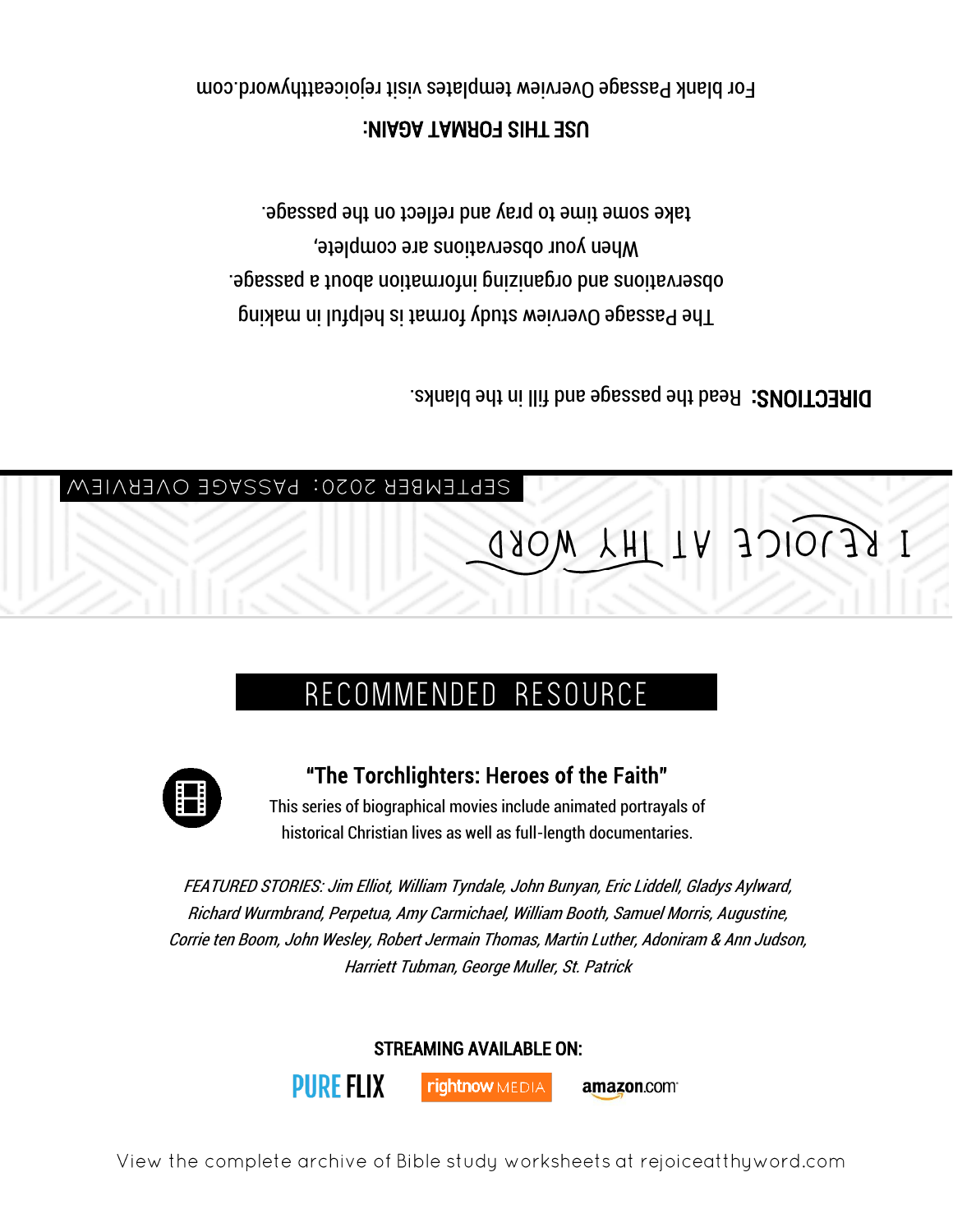For blank Passage Overview templates visit rejoiceatthyword.com

**USE THIS FORMAT AGAIN:**

The Passage Overview study format is helpful in making observations and organizing information about a passage. When your observations are complete, take some time to pray and reflect on the passage.

**DIRECTIONS:** Read the passage and fill in the blanks.

SEPTEMBER 2020: PASSAGE OVERVIEW

I REJOICE AT THY WORD

## RECOMMENDED RESOURCE

### "The Torchlighters: Heroes of the Faith"

This series of biographical movies include animated portrayals of historical Christian lives as well as full-length documentaries.

*FEATURED STORIES: Jim Elliot, William Tyndale, John Bunyan, Eric Liddell, Gladys Aylward, Richard Wurmbrand, Perpetua, Amy Carmichael, William Booth, Samuel Morris, Augustine, Corrie ten Boom, John Wesley, Robert Jermain Thomas, Martin Luther, Adoniram & Ann Judson, Harriett Tubman, George Muller, St. Patrick*

**STREAMING AVAILABLE ON:**

PURE FLIX rightnow MEDIA amazon.com

View the complete archive of Bible study worksheets at rejoiceatthyword.com